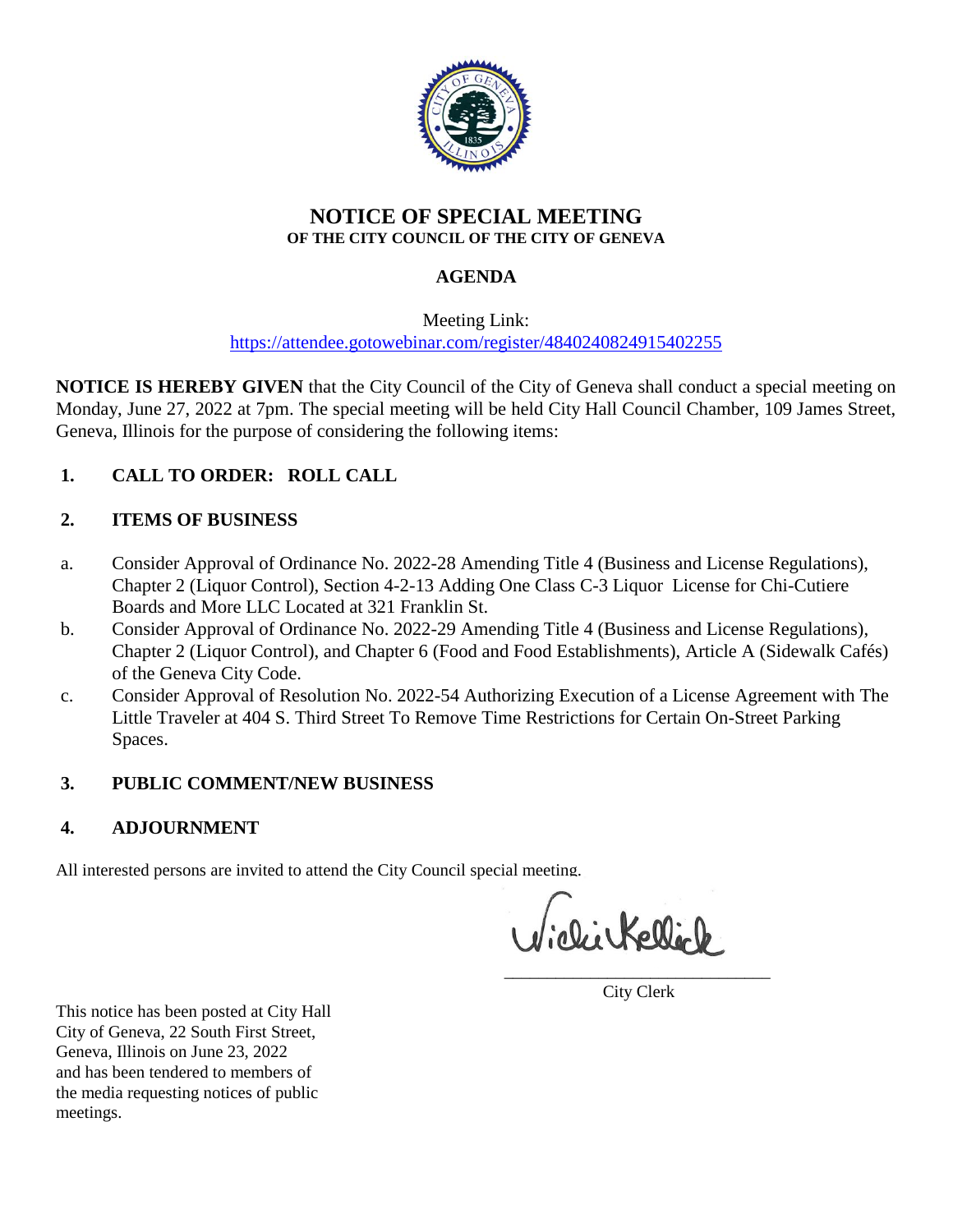# NOTICE OF SPECIAL MEETING

**OF THE CITY COUNCIL OF THE CITY OF GENEVA**

## AGENDA

Meeting Link:
https://attendee.gotowebinar.com/register/4840240824915402255

**NOTICE IS HEREBY GIVEN** that the City Council of the City of Geneva shall conduct a special meeting on Monday, June 27, 2022 at 7pm. The special meeting will be held City Hall Council Chamber, 109 James Street, Geneva, Illinois for the purpose of considering the following items:

**1. CALL TO ORDER: ROLL CALL**

**2. ITEMS OF BUSINESS**

a. Consider Approval of Ordinance No. 2022-28 Amending Title 4 (Business and License Regulations), Chapter 2 (Liquor Control), Section 4-2-13 Adding One Class C-3 Liquor License for Chi-Cutiere Boards and More LLC Located at 321 Franklin St.

b. Consider Approval of Ordinance No. 2022-29 Amending Title 4 (Business and License Regulations), Chapter 2 (Liquor Control), and Chapter 6 (Food and Food Establishments), Article A (Sidewalk Cafés) of the Geneva City Code.

c. Consider Approval of Resolution No. 2022-54 Authorizing Execution of a License Agreement with The Little Traveler at 404 S. Third Street To Remove Time Restrictions for Certain On-Street Parking Spaces.

**3. PUBLIC COMMENT/NEW BUSINESS**

**4. ADJOURNMENT**

All interested persons are invited to attend the City Council special meeting.

Vicki Kellick
City Clerk

This notice has been posted at City Hall City of Geneva, 22 South First Street, Geneva, Illinois on June 23, 2022 and has been tendered to members of the media requesting notices of public meetings.